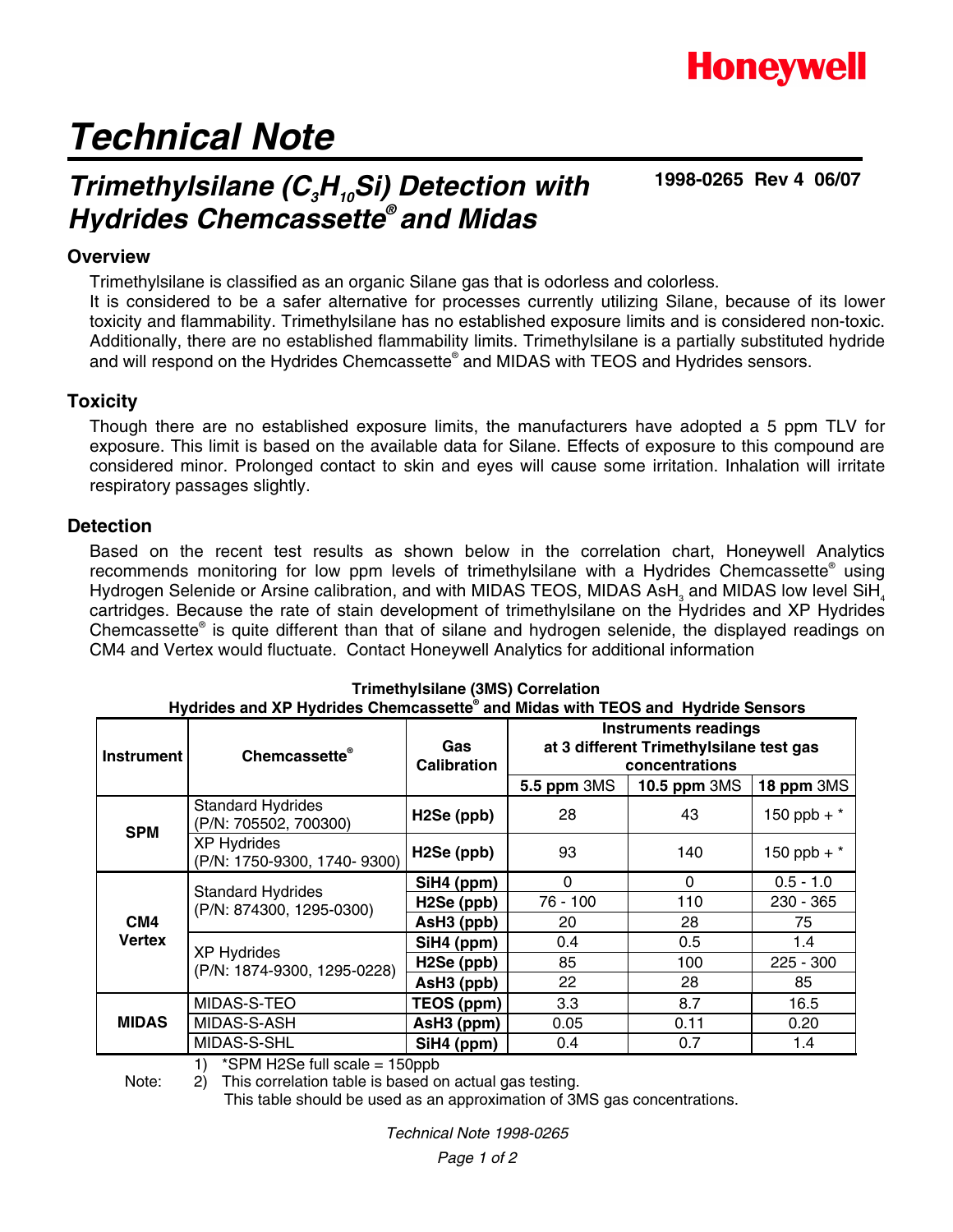Honeywell

# Technical Note

## Trimethylsilane ($C_3H_{10}Si$) Detection with Hydrides Chemcassette® and Midas

**1998-0265 Rev 4 06/07**

### Overview

Trimethylsilane is classified as an organic Silane gas that is odorless and colorless.
It is considered to be a safer alternative for processes currently utilizing Silane, because of its lower toxicity and flammability. Trimethylsilane has no established exposure limits and is considered non-toxic. Additionally, there are no established flammability limits. Trimethylsilane is a partially substituted hydride and will respond on the Hydrides Chemcassette® and MIDAS with TEOS and Hydrides sensors.

### Toxicity

Though there are no established exposure limits, the manufacturers have adopted a 5 ppm TLV for exposure. This limit is based on the available data for Silane. Effects of exposure to this compound are considered minor. Prolonged contact to skin and eyes will cause some irritation. Inhalation will irritate respiratory passages slightly.

### Detection

Based on the recent test results as shown below in the correlation chart, Honeywell Analytics recommends monitoring for low ppm levels of trimethylsilane with a Hydrides Chemcassette® using Hydrogen Selenide or Arsine calibration, and with MIDAS TEOS, MIDAS $AsH_3$ and MIDAS low level $SiH_4$ cartridges. Because the rate of stain development of trimethylsilane on the Hydrides and XP Hydrides Chemcassette® is quite different than that of silane and hydrogen selenide, the displayed readings on CM4 and Vertex would fluctuate. Contact Honeywell Analytics for additional information

**Trimethylsilane (3MS) Correlation**
**Hydrides and XP Hydrides Chemcassette® and Midas with TEOS and Hydride Sensors**

| Instrument | Chemcassette® | Gas Calibration | Instruments readings at 3 different Trimethylsilane test gas concentrations | | |
|---|---|---|---|---|---|
| | | | **5.5 ppm** 3MS | **10.5 ppm** 3MS | **18 ppm** 3MS |
| **SPM** | Standard Hydrides (P/N: 705502, 700300) | **H2Se (ppb)** | 28 | 43 | 150 ppb + * |
| | XP Hydrides (P/N: 1750-9300, 1740- 9300) | **H2Se (ppb)** | 93 | 140 | 150 ppb + * |
| **CM4 Vertex** | Standard Hydrides (P/N: 874300, 1295-0300) | **SiH4 (ppm)** | 0 | 0 | 0.5 - 1.0 |
| | | **H2Se (ppb)** | 76 - 100 | 110 | 230 - 365 |
| | | **AsH3 (ppb)** | 20 | 28 | 75 |
| | XP Hydrides (P/N: 1874-9300, 1295-0228) | **SiH4 (ppm)** | 0.4 | 0.5 | 1.4 |
| | | **H2Se (ppb)** | 85 | 100 | 225 - 300 |
| | | **AsH3 (ppb)** | 22 | 28 | 85 |
| **MIDAS** | MIDAS-S-TEO | **TEOS (ppm)** | 3.3 | 8.7 | 16.5 |
| | MIDAS-S-ASH | **AsH3 (ppm)** | 0.05 | 0.11 | 0.20 |
| | MIDAS-S-SHL | **SiH4 (ppm)** | 0.4 | 0.7 | 1.4 |

Note:
1) *SPM H2Se full scale = 150ppb
2) This correlation table is based on actual gas testing.
This table should be used as an approximation of 3MS gas concentrations.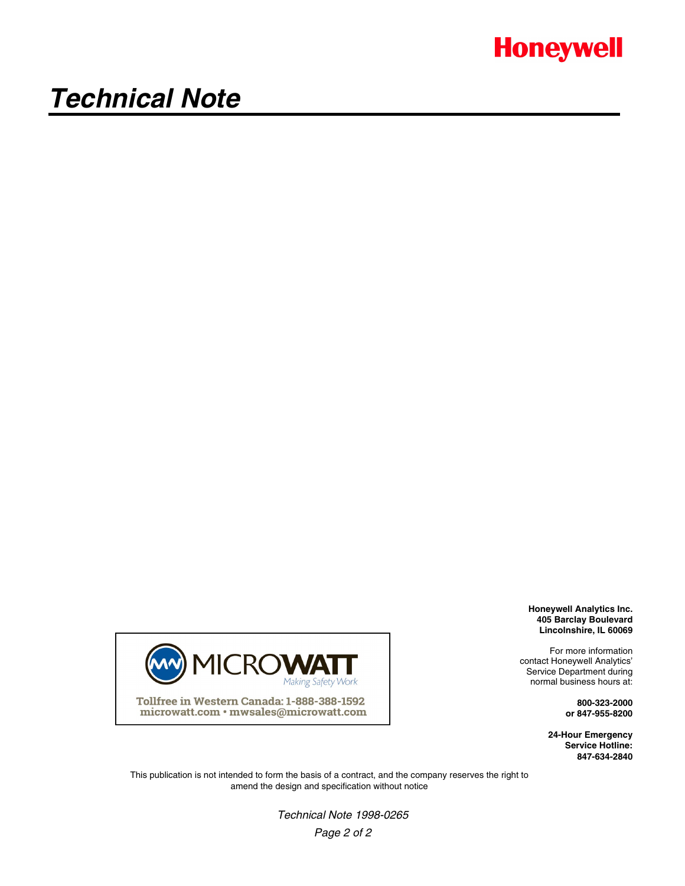Honeywell

# Technical Note

MICROWATT
Making Safety Work

Tollfree in Western Canada: 1-888-388-1592
microwatt.com • mwsales@microwatt.com

**Honeywell Analytics Inc.**
**405 Barclay Boulevard**
**Lincolnshire, IL 60069**

For more information contact Honeywell Analytics' Service Department during normal business hours at:

**800-323-2000**
**or 847-955-8200**

**24-Hour Emergency Service Hotline:**
**847-634-2840**

This publication is not intended to form the basis of a contract, and the company reserves the right to amend the design and specification without notice

*Technical Note 1998-0265*